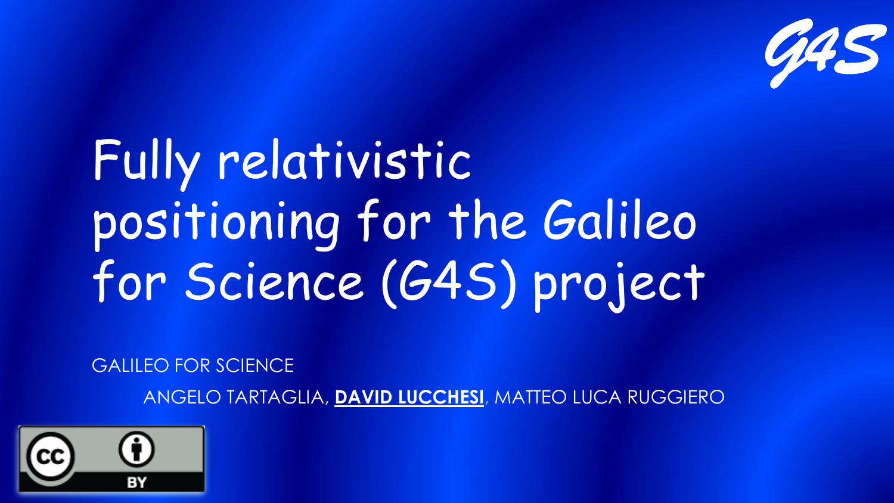G4S

# Fully relativistic positioning for the Galileo for Science (G4S) project

GALILEO FOR SCIENCE

ANGELO TARTAGLIA, **DAVID LUCCHESI**, MATTEO LUCA RUGGIERO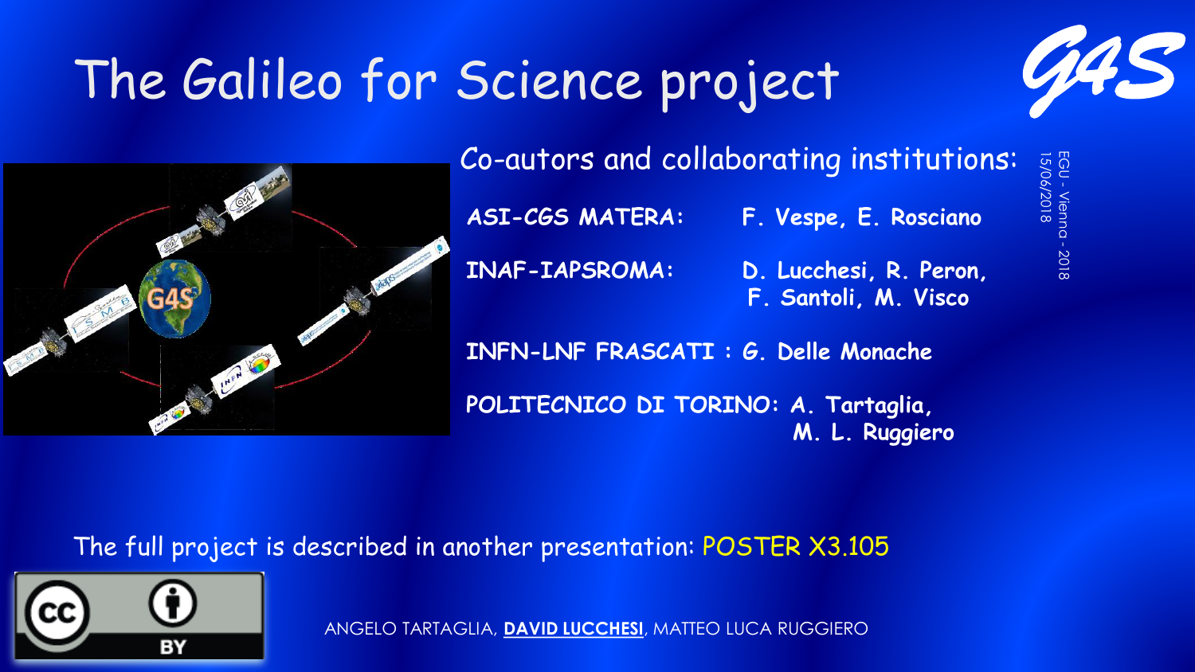# The Galileo for Science project

G4S

Co-autors and collaborating institutions:

**ASI-CGS MATERA:** F. Vespe, E. Rosciano

**INAF-IAPSROMA:** D. Lucchesi, R. Peron, F. Santoli, M. Visco

**INFN-LNF FRASCATI :** G. Delle Monache

**POLITECNICO DI TORINO:** A. Tartaglia, M. L. Ruggiero

The full project is described in another presentation: POSTER X3.105

ANGELO TARTAGLIA, **DAVID LUCCHESI**, MATTEO LUCA RUGGIERO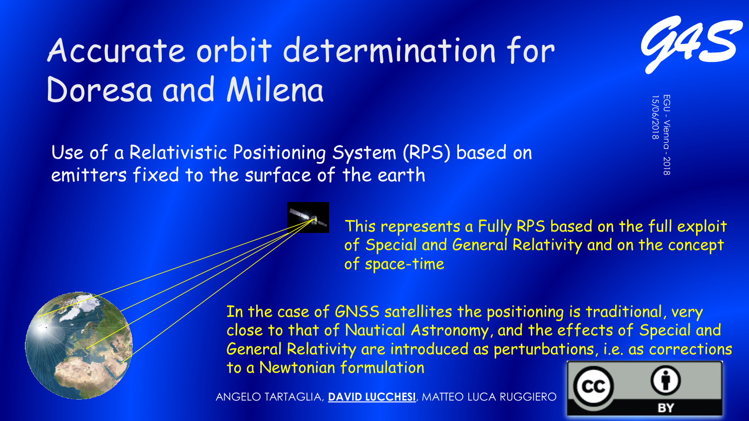# Accurate orbit determination for Doresa and Milena

Use of a Relativistic Positioning System (RPS) based on emitters fixed to the surface of the earth

This represents a Fully RPS based on the full exploit of Special and General Relativity and on the concept of space-time

In the case of GNSS satellites the positioning is traditional, very close to that of Nautical Astronomy, and the effects of Special and General Relativity are introduced as perturbations, i.e. as corrections to a Newtonian formulation

ANGELO TARTAGLIA, **DAVID LUCCHESI**, MATTEO LUCA RUGGIERO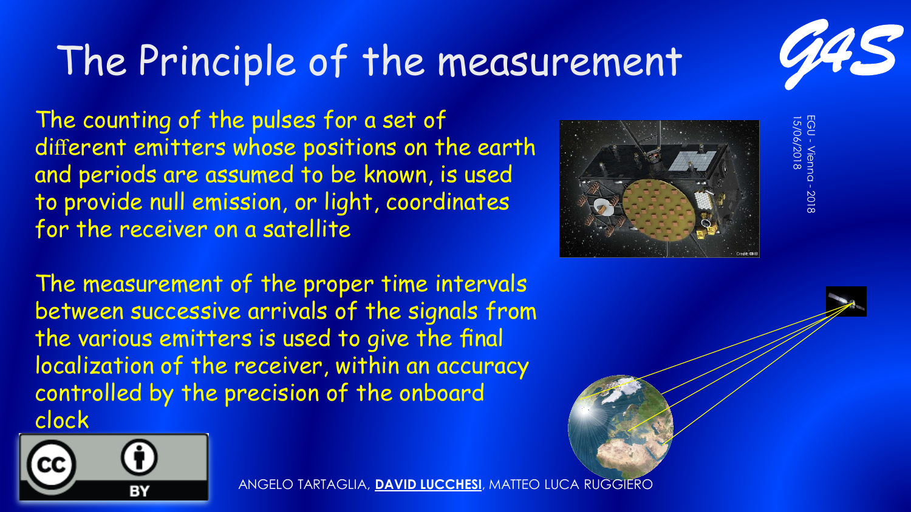# The Principle of the measurement

The counting of the pulses for a set of different emitters whose positions on the earth and periods are assumed to be known, is used to provide null emission, or light, coordinates for the receiver on a satellite

The measurement of the proper time intervals between successive arrivals of the signals from the various emitters is used to give the final localization of the receiver, within an accuracy controlled by the precision of the onboard clock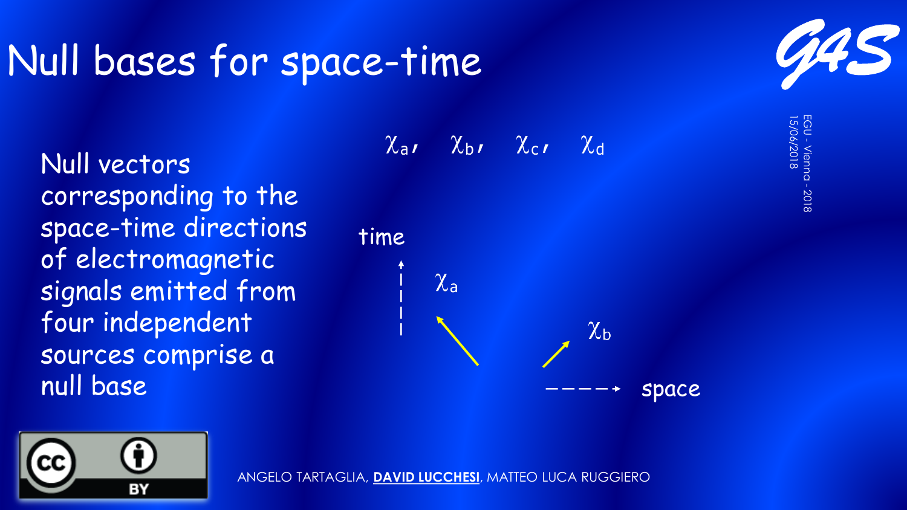# Null bases for space-time

Null vectors corresponding to the space-time directions of electromagnetic signals emitted from four independent sources comprise a null base

$\chi_a$, $\chi_b$, $\chi_c$, $\chi_d$

time

$\chi_a$

$\chi_b$

space

ANGELO TARTAGLIA, **DAVID LUCCHESI**, MATTEO LUCA RUGGIERO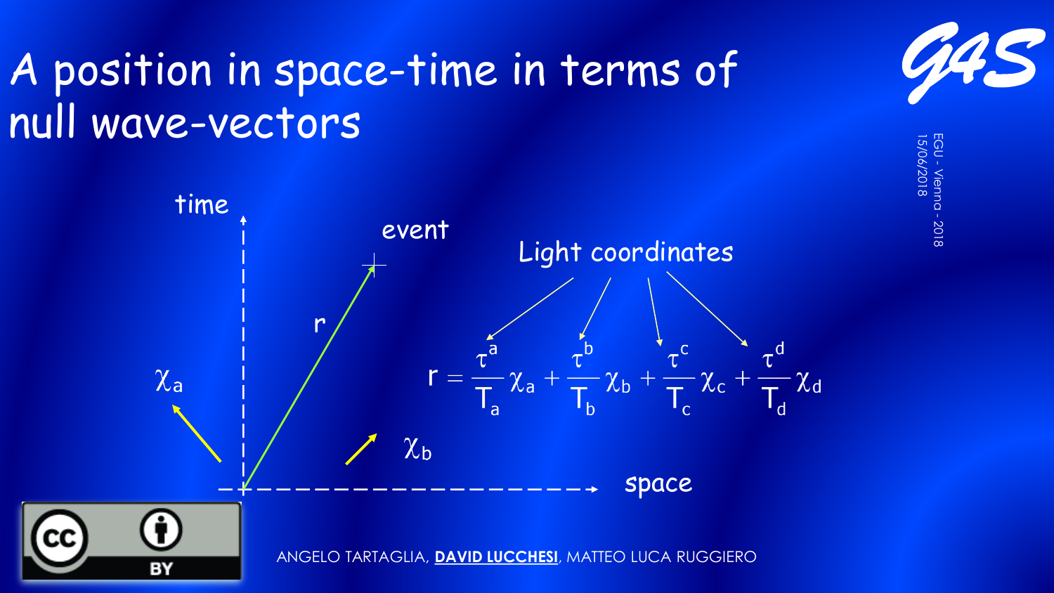# A position in space-time in terms of null wave-vectors

Light coordinates

$$r = \frac{\tau^a}{T_a}\chi_a + \frac{\tau^b}{T_b}\chi_b + \frac{\tau^c}{T_c}\chi_c + \frac{\tau^d}{T_d}\chi_d$$

time, event, $r$, $\chi_a$, $\chi_b$, space

ANGELO TARTAGLIA, **DAVID LUCCHESI**, MATTEO LUCA RUGGIERO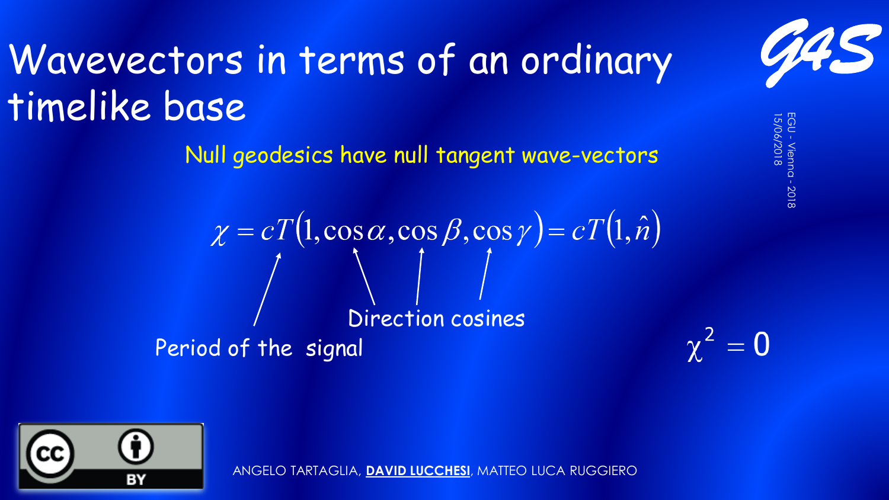# Wavevectors in terms of an ordinary timelike base

Null geodesics have null tangent wave-vectors

$$\chi = cT\left(1, \cos\alpha, \cos\beta, \cos\gamma\right) = cT\left(1, \hat{n}\right)$$

Period of the signal

Direction cosines

$$\chi^2 = 0$$

ANGELO TARTAGLIA, **DAVID LUCCHESI**, MATTEO LUCA RUGGIERO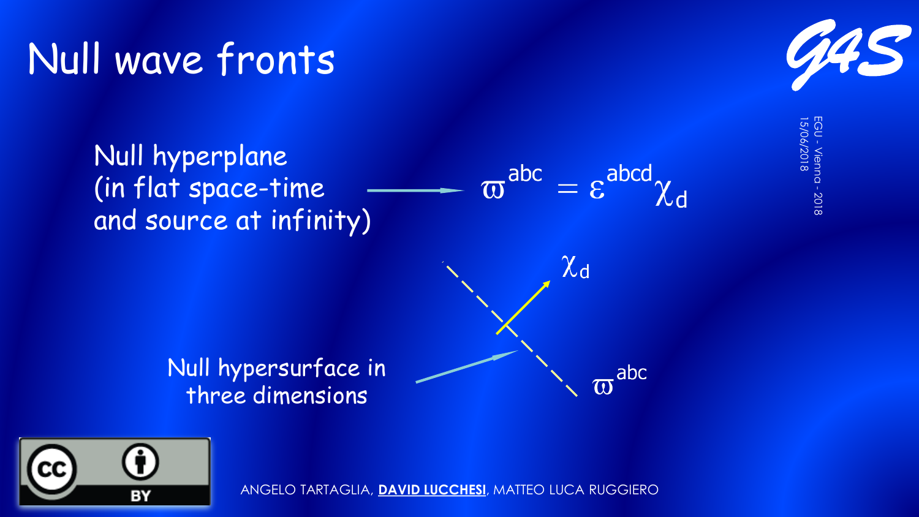# Null wave fronts

Null hyperplane (in flat space-time and source at infinity) → $\varpi^{abc} = \varepsilon^{abcd}\chi_d$

$\chi_d$

$\varpi^{abc}$

Null hypersurface in three dimensions

ANGELO TARTAGLIA, **DAVID LUCCHESI**, MATTEO LUCA RUGGIERO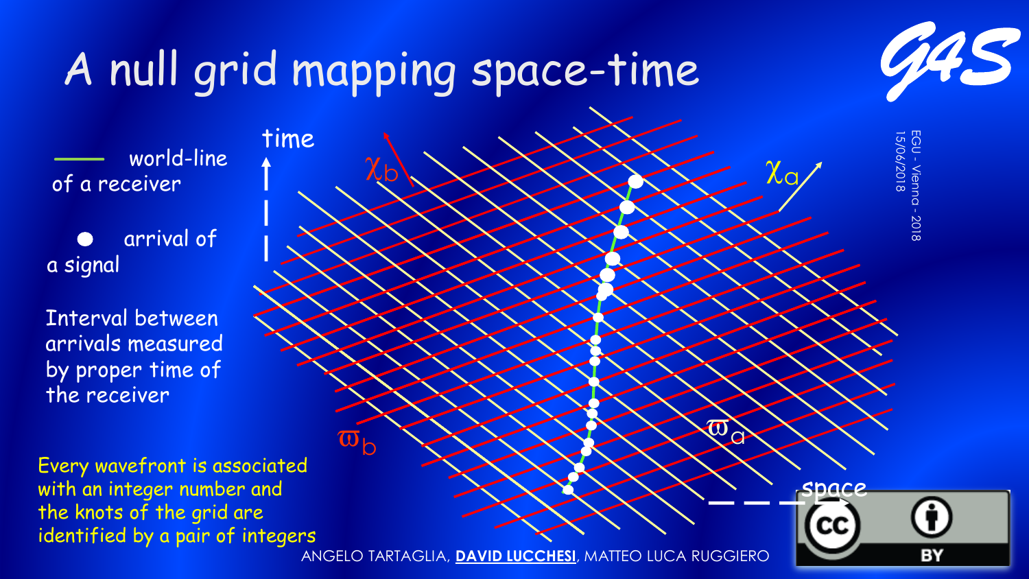# A null grid mapping space-time

world-line of a receiver

arrival of a signal

Interval between arrivals measured by proper time of the receiver

Every wavefront is associated with an integer number and the knots of the grid are identified by a pair of integers

time

space

$\chi_b$

$\chi_a$

$\varpi_b$

$\varpi_a$

EGU - Vienna - 2018
15/06/2018

ANGELO TARTAGLIA, **DAVID LUCCHESI**, MATTEO LUCA RUGGIERO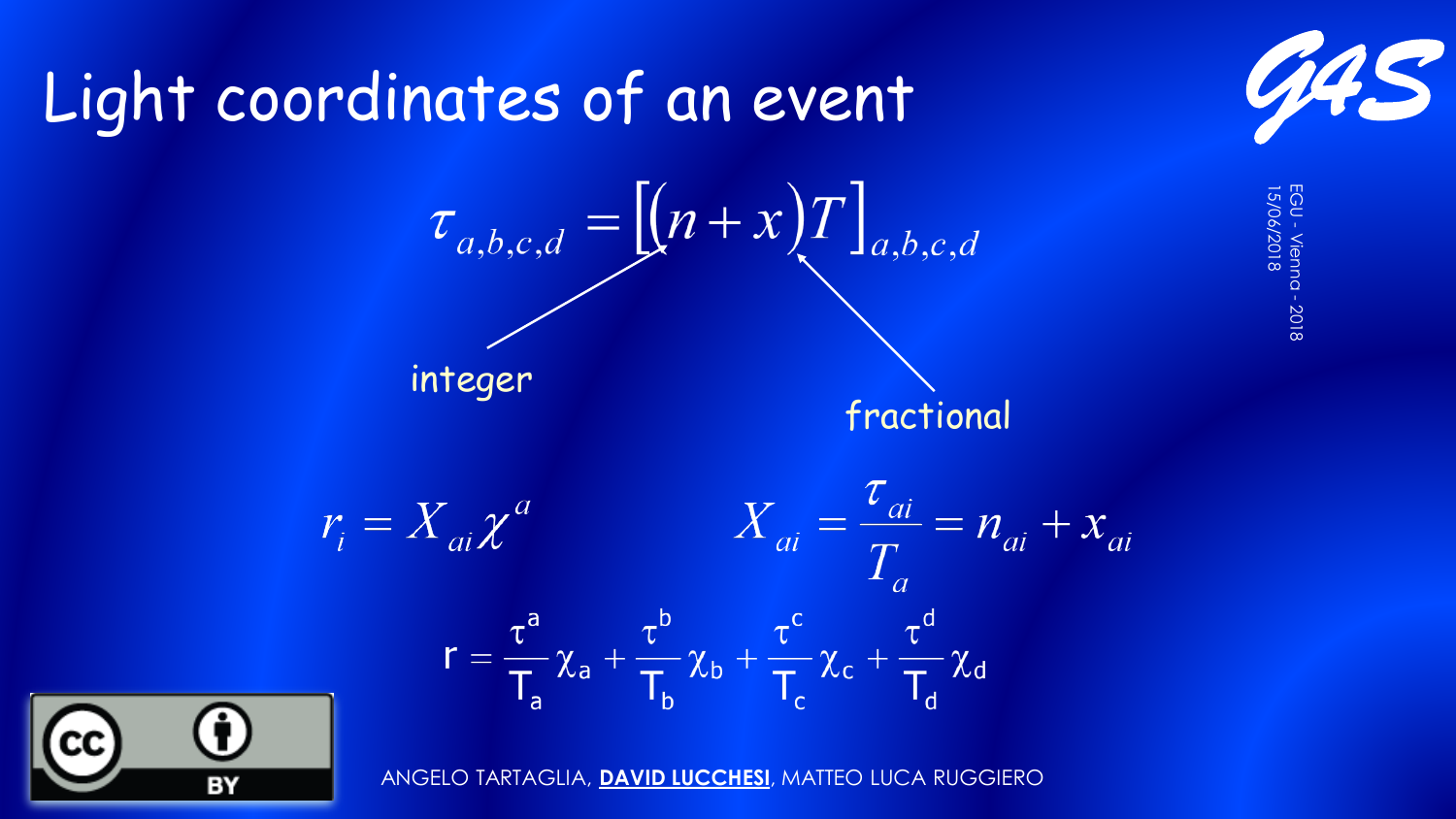# Light coordinates of an event

$$\tau_{a,b,c,d} = \left[(n+x)T\right]_{a,b,c,d}$$

integer

fractional

$$r_i = X_{ai}\chi^a \qquad X_{ai} = \frac{\tau_{ai}}{T_a} = n_{ai} + x_{ai}$$

$$r = \frac{\tau^a}{T_a}\chi_a + \frac{\tau^b}{T_b}\chi_b + \frac{\tau^c}{T_c}\chi_c + \frac{\tau^d}{T_d}\chi_d$$

ANGELO TARTAGLIA, **DAVID LUCCHESI**, MATTEO LUCA RUGGIERO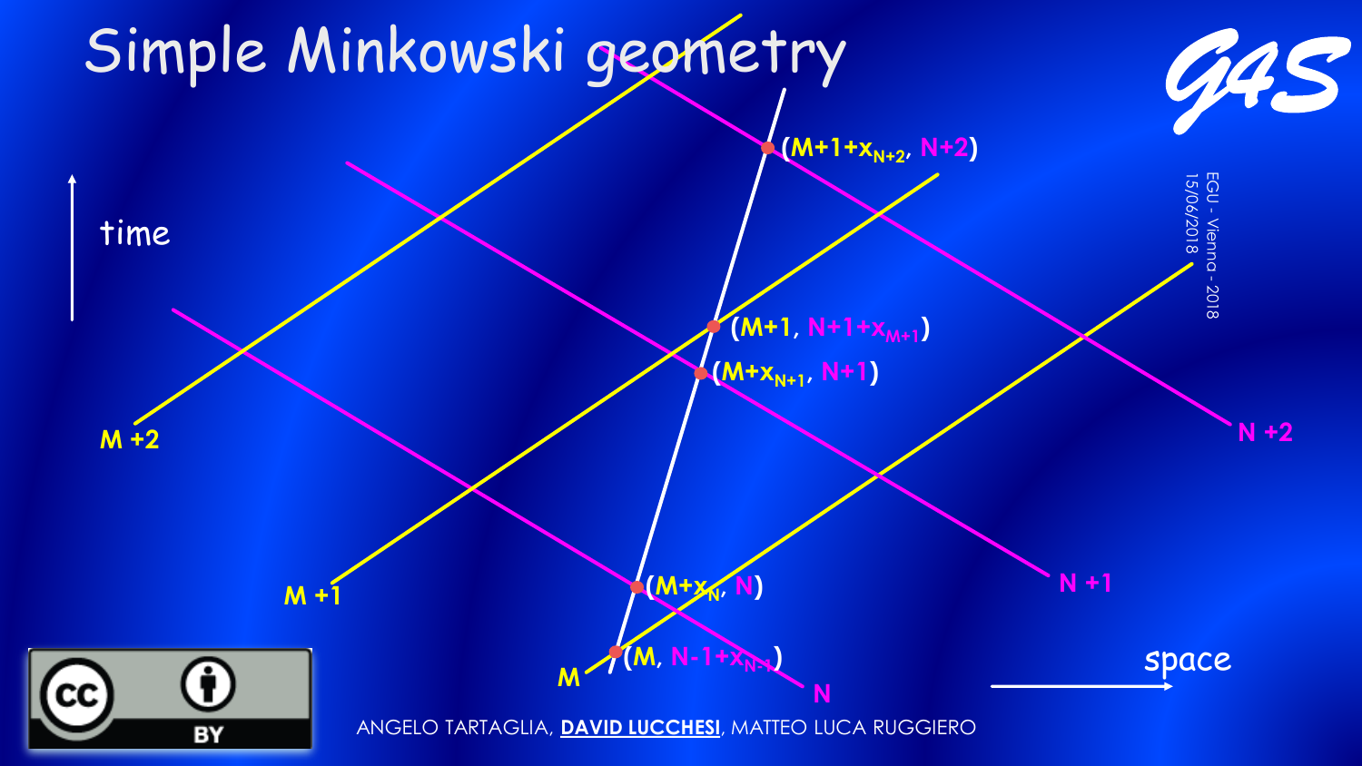# Simple Minkowski geometry

time

space

M

M +1

M +2

N

N +1

N +2

$(M, N-1+x_{N-1})$

$(M+x_N, N)$

$(M+x_{N+1}, N+1)$

$(M+1, N+1+x_{M+1})$

$(M+1+x_{N+2}, N+2)$

ANGELO TARTAGLIA, **DAVID LUCCHESI**, MATTEO LUCA RUGGIERO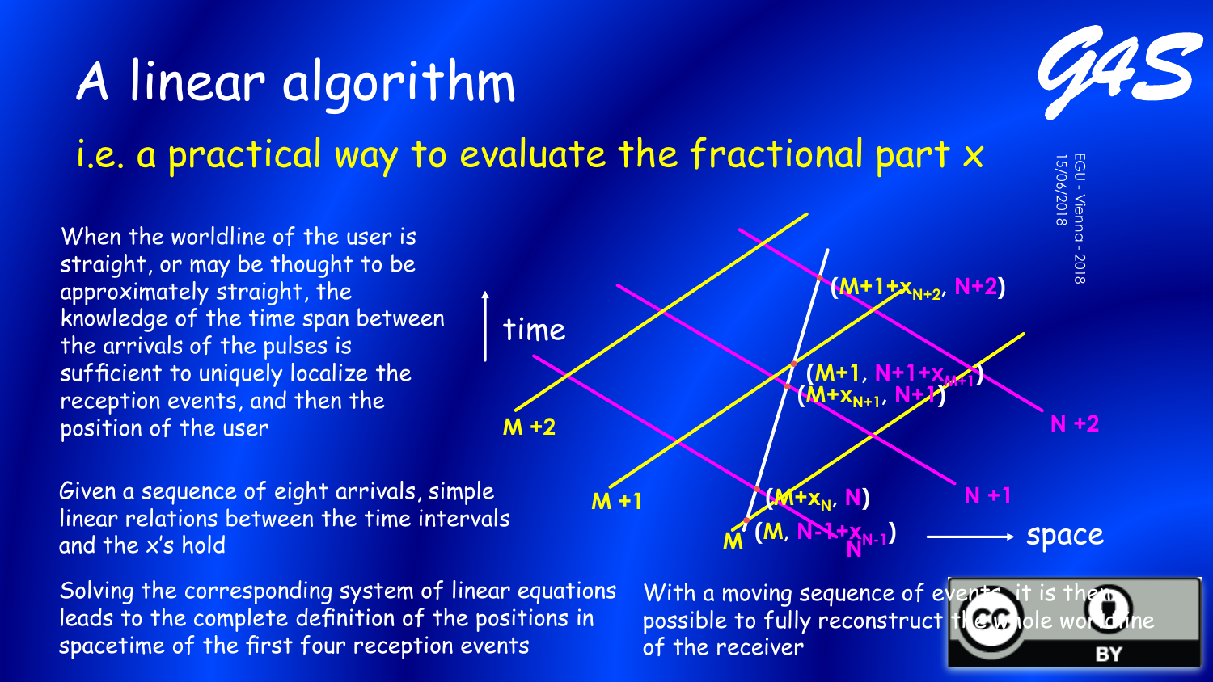# A linear algorithm

## i.e. a practical way to evaluate the fractional part x

When the worldline of the user is straight, or may be thought to be approximately straight, the knowledge of the time span between the arrivals of the pulses is sufficient to uniquely localize the reception events, and then the position of the user

Given a sequence of eight arrivals, simple linear relations between the time intervals and the x's hold

Solving the corresponding system of linear equations leads to the complete definition of the positions in spacetime of the first four reception events

With a moving sequence of events it is then possible to fully reconstruct the whole worldline of the receiver

time

space

M +2

M +1

M

N +2

N +1

N

$(M+1+x_{N+2}, N+2)$

$(M+1, N+1+x_{M+1})$

$(M+x_{N+1}, N+1)$

$(M+x_N, N)$

$(M, N-1+x_{N-1})$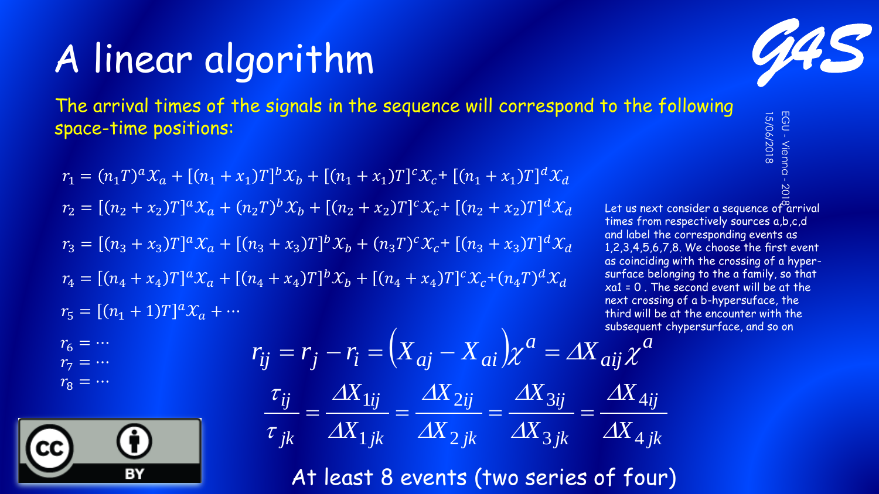# A linear algorithm

The arrival times of the signals in the sequence will correspond to the following space-time positions:

$$r_1 = (n_1 T)^a \mathcal{X}_a + [(n_1 + x_1)T]^b \mathcal{X}_b + [(n_1 + x_1)T]^c \mathcal{X}_c + [(n_1 + x_1)T]^d \mathcal{X}_d$$

$$r_2 = [(n_2 + x_2)T]^a \mathcal{X}_a + (n_2 T)^b \mathcal{X}_b + [(n_2 + x_2)T]^c \mathcal{X}_c + [(n_2 + x_2)T]^d \mathcal{X}_d$$

$$r_3 = [(n_3 + x_3)T]^a \mathcal{X}_a + [(n_3 + x_3)T]^b \mathcal{X}_b + (n_3 T)^c \mathcal{X}_c + [(n_3 + x_3)T]^d \mathcal{X}_d$$

$$r_4 = [(n_4 + x_4)T]^a \mathcal{X}_a + [(n_4 + x_4)T]^b \mathcal{X}_b + [(n_4 + x_4)T]^c \mathcal{X}_c + (n_4 T)^d \mathcal{X}_d$$

$$r_5 = [(n_1 + 1)T]^a \mathcal{X}_a + \cdots$$

$$r_6 = \cdots$$

$$r_7 = \cdots$$

$$r_8 = \cdots$$

$$r_{ij} = r_j - r_i = \left(X_{aj} - X_{ai}\right)\chi^a = \Delta X_{aij}\chi^a$$

$$\frac{\tau_{ij}}{\tau_{jk}} = \frac{\Delta X_{1ij}}{\Delta X_{1jk}} = \frac{\Delta X_{2ij}}{\Delta X_{2jk}} = \frac{\Delta X_{3ij}}{\Delta X_{3jk}} = \frac{\Delta X_{4ij}}{\Delta X_{4jk}}$$

Let us next consider a sequence of arrival times from respectively sources a,b,c,d and label the corresponding events as 1,2,3,4,5,6,7,8. We choose the first event as coinciding with the crossing of a hyper-surface belonging to the a family, so that xa1 = 0 . The second event will be at the next crossing of a b-hypersuface, the third will be at the encounter with the subsequent chypersurface, and so on

At least 8 events (two series of four)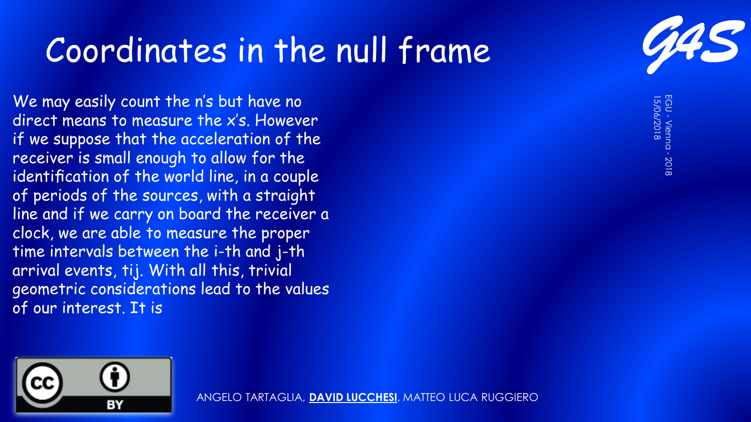# Coordinates in the null frame

We may easily count the n's but have no direct means to measure the x's. However if we suppose that the acceleration of the receiver is small enough to allow for the identification of the world line, in a couple of periods of the sources, with a straight line and if we carry on board the receiver a clock, we are able to measure the proper time intervals between the i-th and j-th arrival events, tij. With all this, trivial geometric considerations lead to the values of our interest. It is

ANGELO TARTAGLIA, **DAVID LUCCHESI**, MATTEO LUCA RUGGIERO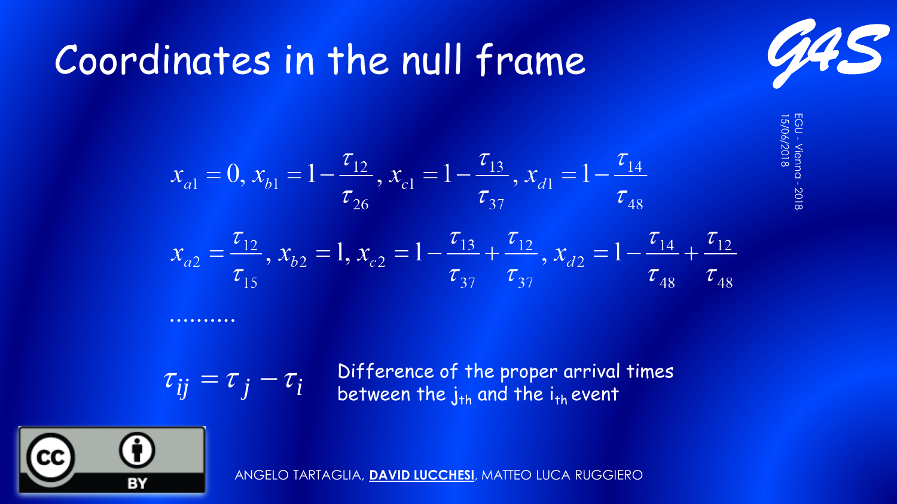# Coordinates in the null frame

$$x_{a1} = 0,\ x_{b1} = 1 - \frac{\tau_{12}}{\tau_{26}},\ x_{c1} = 1 - \frac{\tau_{13}}{\tau_{37}},\ x_{d1} = 1 - \frac{\tau_{14}}{\tau_{48}}$$

$$x_{a2} = \frac{\tau_{12}}{\tau_{15}},\ x_{b2} = 1,\ x_{c2} = 1 - \frac{\tau_{13}}{\tau_{37}} + \frac{\tau_{12}}{\tau_{37}},\ x_{d2} = 1 - \frac{\tau_{14}}{\tau_{48}} + \frac{\tau_{12}}{\tau_{48}}$$

..........

$\tau_{ij} = \tau_j - \tau_i$ Difference of the proper arrival times between the $j_{th}$ and the $i_{th}$ event

ANGELO TARTAGLIA, **DAVID LUCCHESI**, MATTEO LUCA RUGGIERO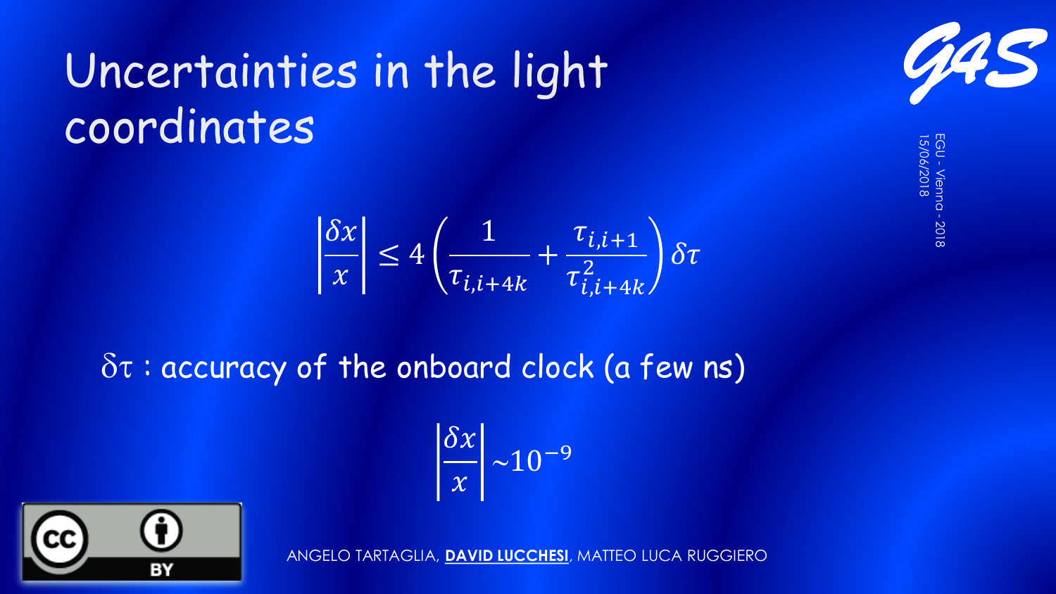# Uncertainties in the light coordinates

$$\left|\frac{\delta x}{x}\right| \leq 4\left(\frac{1}{\tau_{i,i+4k}} + \frac{\tau_{i,i+1}}{\tau_{i,i+4k}^{2}}\right)\delta\tau$$

$\delta\tau$ : accuracy of the onboard clock (a few ns)

$$\left|\frac{\delta x}{x}\right| \sim 10^{-9}$$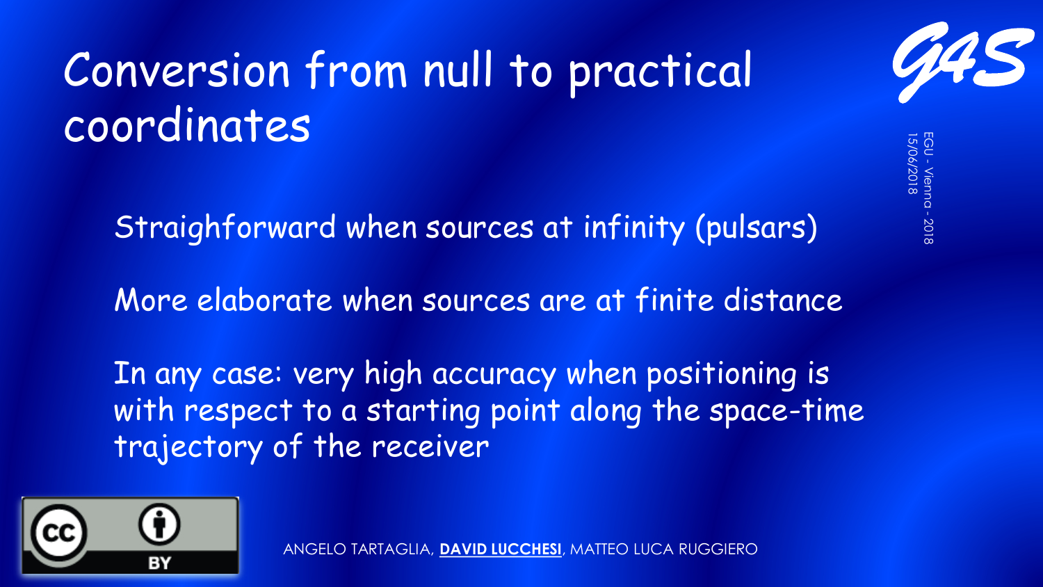# Conversion from null to practical coordinates

Straighforward when sources at infinity (pulsars)

More elaborate when sources are at finite distance

In any case: very high accuracy when positioning is with respect to a starting point along the space-time trajectory of the receiver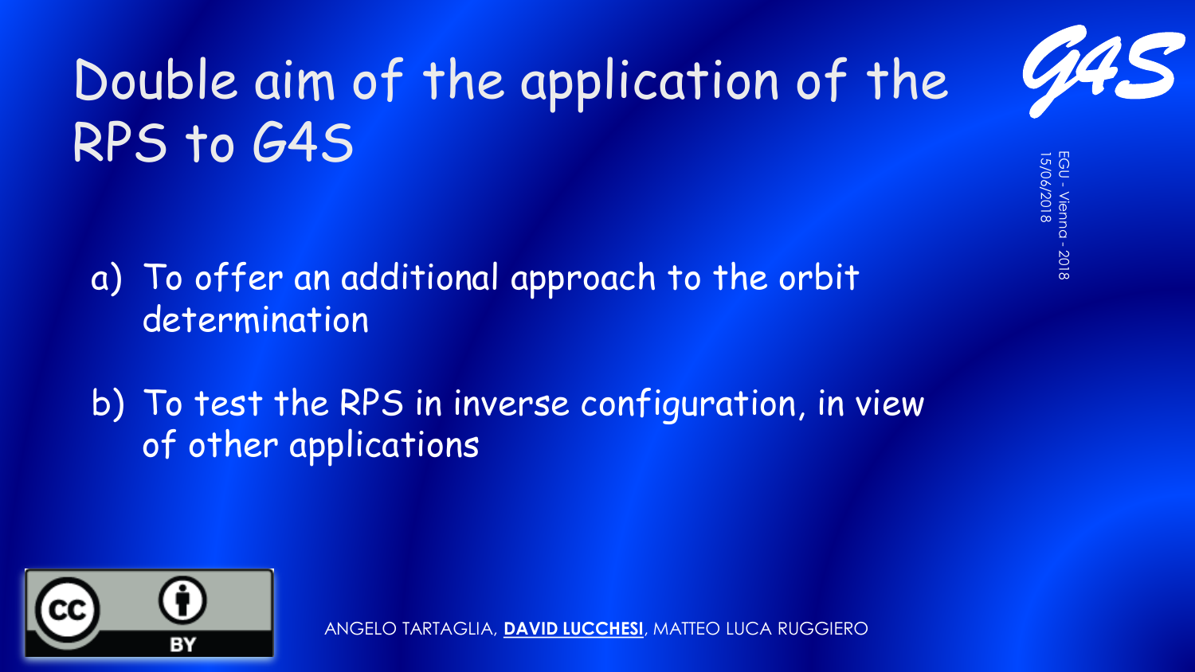# Double aim of the application of the RPS to G4S

a) To offer an additional approach to the orbit determination

b) To test the RPS in inverse configuration, in view of other applications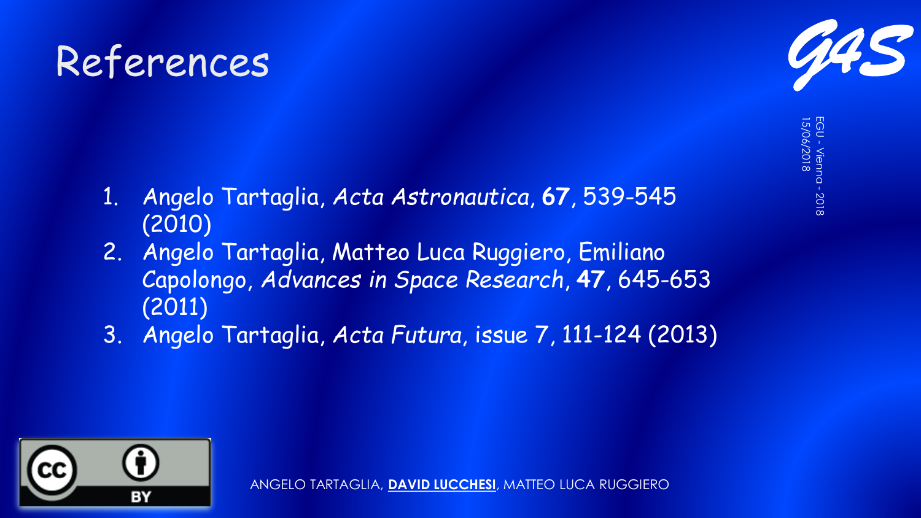# References

1. Angelo Tartaglia, *Acta Astronautica*, **67**, 539-545 (2010)
2. Angelo Tartaglia, Matteo Luca Ruggiero, Emiliano Capolongo, *Advances in Space Research*, **47**, 645-653 (2011)
3. Angelo Tartaglia, *Acta Futura*, issue 7, 111-124 (2013)